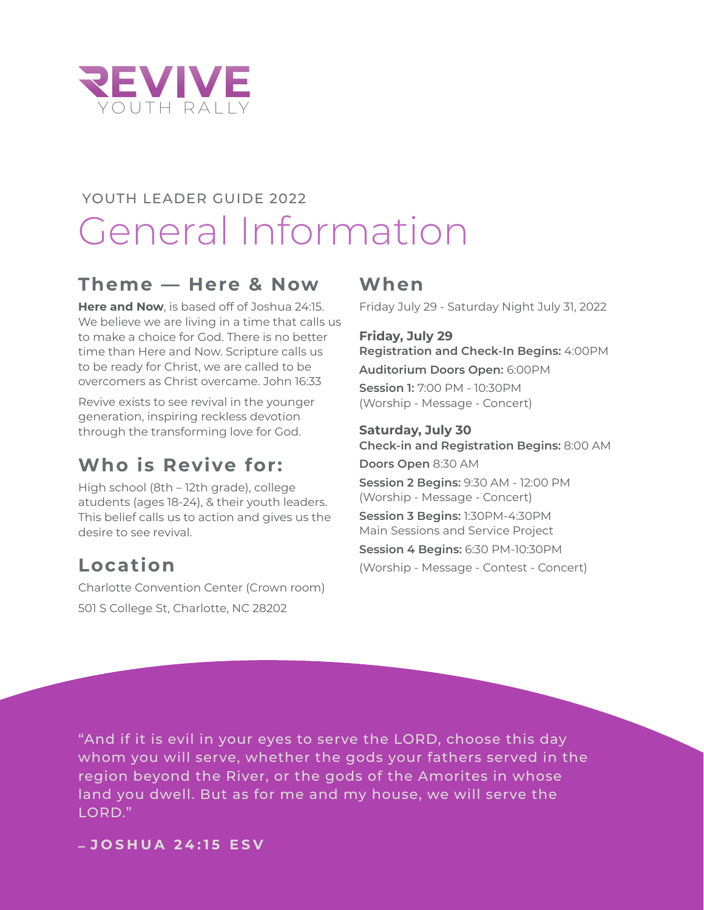# REVIVE
YOUTH RALLY

YOUTH LEADER GUIDE 2022

# General Information

## Theme — Here & Now

**Here and Now**, is based off of Joshua 24:15. We believe we are living in a time that calls us to make a choice for God. There is no better time than Here and Now. Scripture calls us to be ready for Christ, we are called to be overcomers as Christ overcame. John 16:33

Revive exists to see revival in the younger generation, inspiring reckless devotion through the transforming love for God.

## Who is Revive for:

High school (8th – 12th grade), college atudents (ages 18-24), & their youth leaders. This belief calls us to action and gives us the desire to see revival.

## Location

Charlotte Convention Center (Crown room)

501 S College St, Charlotte, NC 28202

## When

Friday July 29 - Saturday Night July 31, 2022

**Friday, July 29**
**Registration and Check-In Begins:** 4:00PM

**Auditorium Doors Open:** 6:00PM

**Session 1:** 7:00 PM - 10:30PM
(Worship - Message - Concert)

**Saturday, July 30**
**Check-in and Registration Begins:** 8:00 AM

**Doors Open** 8:30 AM

**Session 2 Begins:** 9:30 AM - 12:00 PM
(Worship - Message - Concert)

**Session 3 Begins:** 1:30PM-4:30PM
Main Sessions and Service Project

**Session 4 Begins:** 6:30 PM-10:30PM
(Worship - Message - Contest - Concert)

"And if it is evil in your eyes to serve the LORD, choose this day whom you will serve, whether the gods your fathers served in the region beyond the River, or the gods of the Amorites in whose land you dwell. But as for me and my house, we will serve the LORD."

**– JOSHUA 24:15 ESV**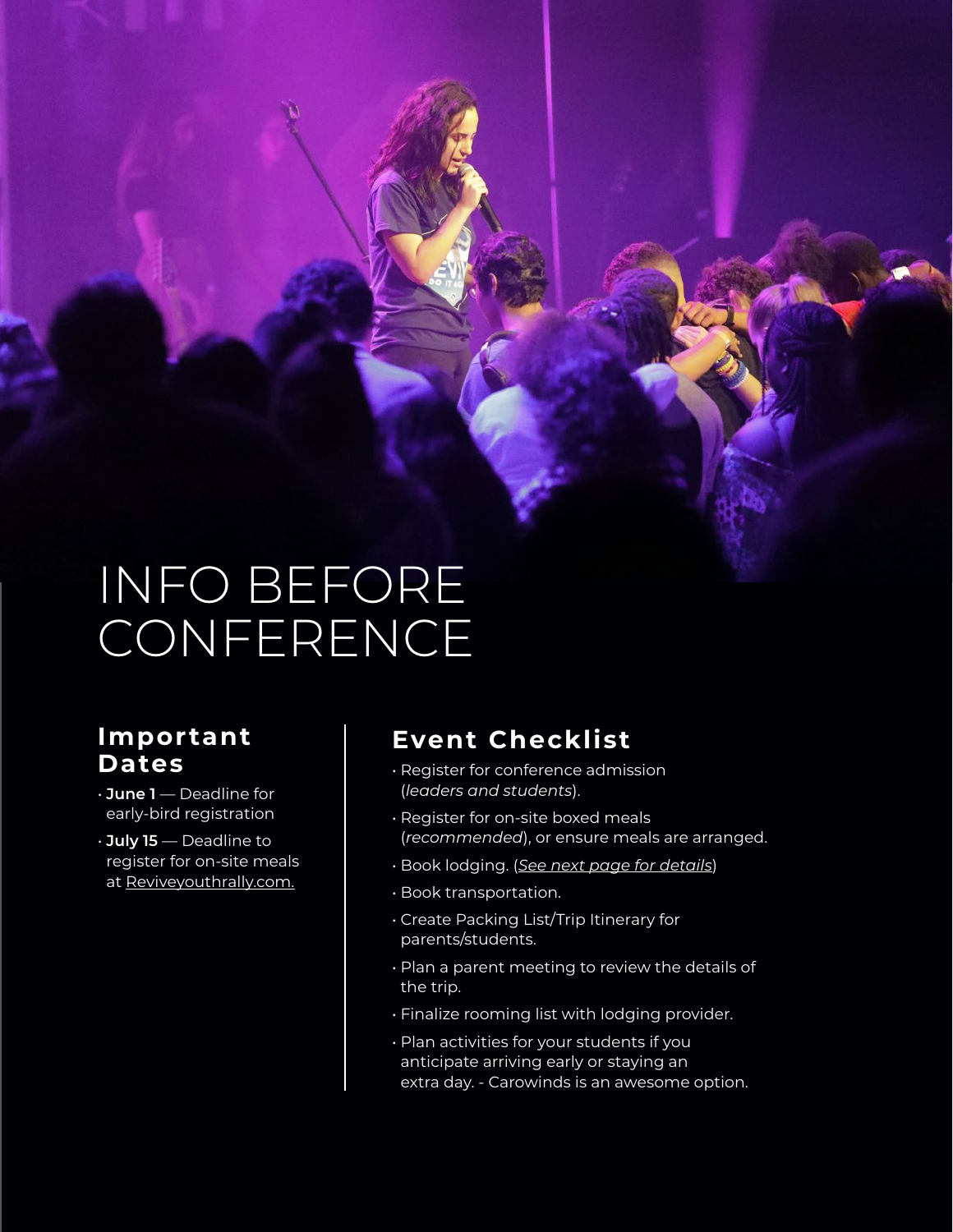# INFO BEFORE CONFERENCE

## Important Dates

- **June 1** — Deadline for early-bird registration
- **July 15** — Deadline to register for on-site meals at Reviveyouthrally.com.

## Event Checklist

- Register for conference admission (*leaders and students*).
- Register for on-site boxed meals (*recommended*), or ensure meals are arranged.
- Book lodging. (*See next page for details*)
- Book transportation.
- Create Packing List/Trip Itinerary for parents/students.
- Plan a parent meeting to review the details of the trip.
- Finalize rooming list with lodging provider.
- Plan activities for your students if you anticipate arriving early or staying an extra day. - Carowinds is an awesome option.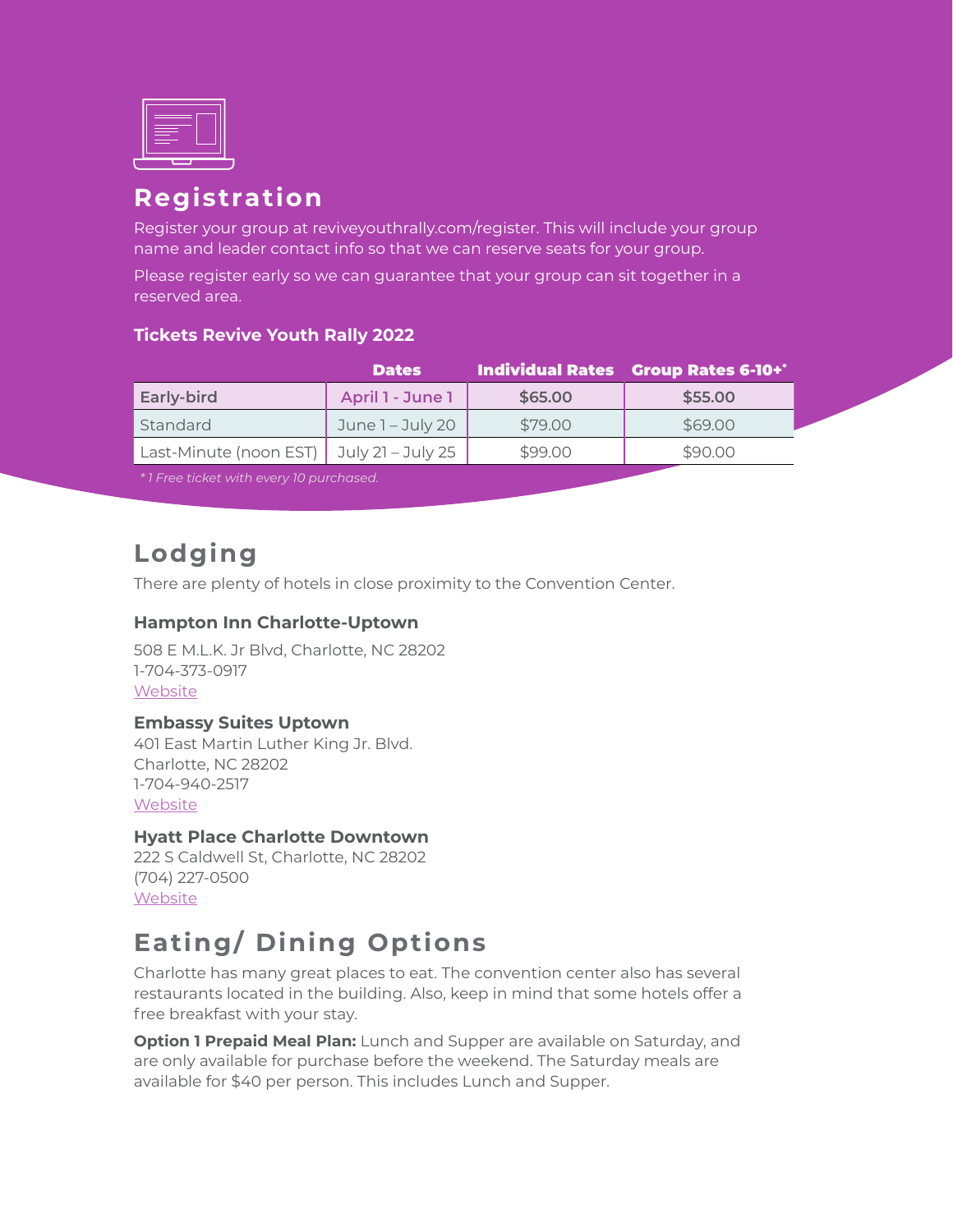## Registration

Register your group at reviveyouthrally.com/register. This will include your group name and leader contact info so that we can reserve seats for your group.

Please register early so we can guarantee that your group can sit together in a reserved area.

### Tickets Revive Youth Rally 2022

| | Dates | Individual Rates | Group Rates 6-10+* |
|---|---|---|---|
| **Early-bird** | **April 1 - June 1** | **$65.00** | **$55.00** |
| Standard | June 1 – July 20 | $79.00 | $69.00 |
| Last-Minute (noon EST) | July 21 – July 25 | $99.00 | $90.00 |

*\* 1 Free ticket with every 10 purchased.*

## Lodging

There are plenty of hotels in close proximity to the Convention Center.

### Hampton Inn Charlotte-Uptown

508 E M.L.K. Jr Blvd, Charlotte, NC 28202
1-704-373-0917
Website

### Embassy Suites Uptown

401 East Martin Luther King Jr. Blvd.
Charlotte, NC 28202
1-704-940-2517
Website

### Hyatt Place Charlotte Downtown

222 S Caldwell St, Charlotte, NC 28202
(704) 227-0500
Website

## Eating/ Dining Options

Charlotte has many great places to eat. The convention center also has several restaurants located in the building. Also, keep in mind that some hotels offer a free breakfast with your stay.

**Option 1 Prepaid Meal Plan:** Lunch and Supper are available on Saturday, and are only available for purchase before the weekend. The Saturday meals are available for $40 per person. This includes Lunch and Supper.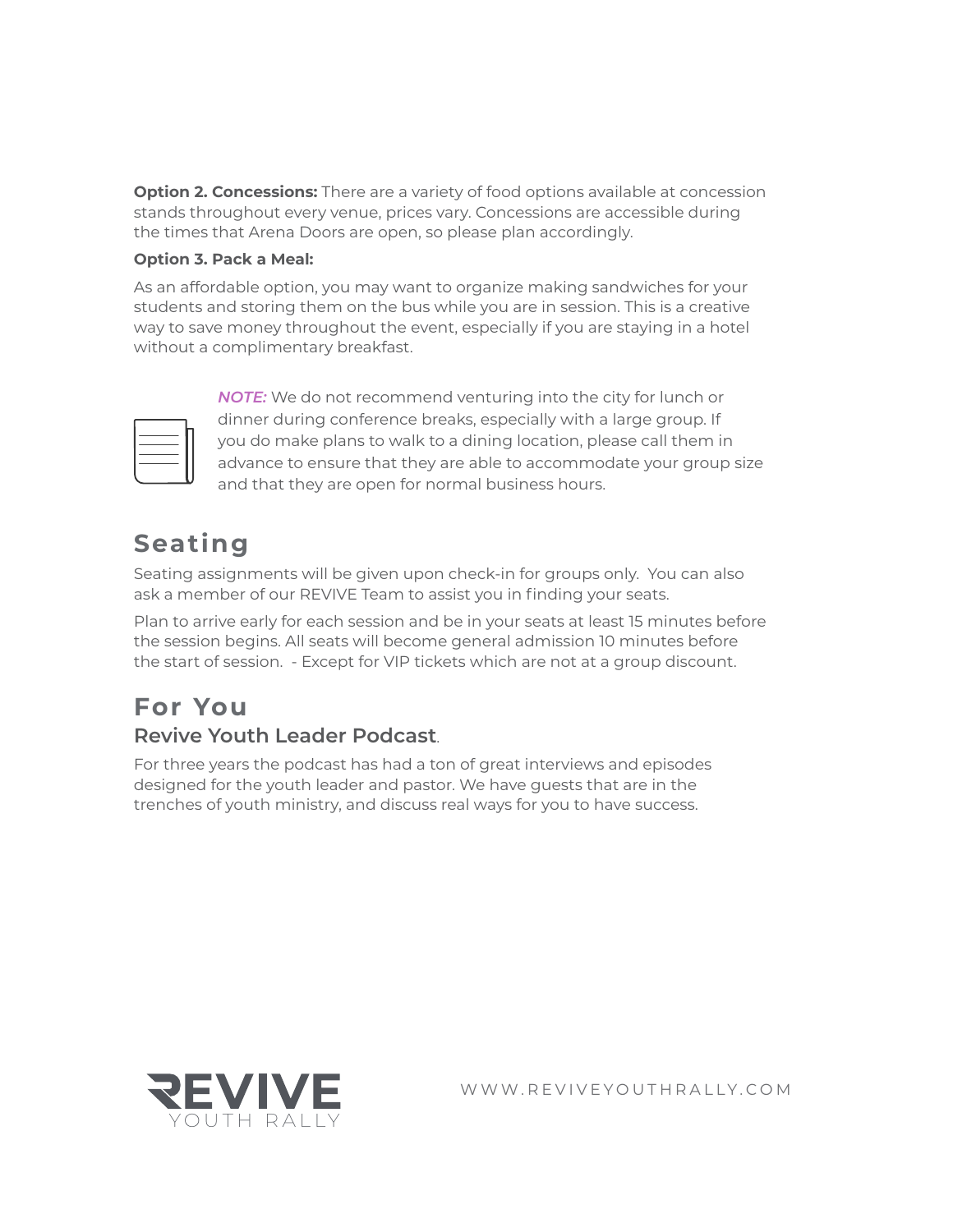**Option 2. Concessions:** There are a variety of food options available at concession stands throughout every venue, prices vary. Concessions are accessible during the times that Arena Doors are open, so please plan accordingly.

**Option 3. Pack a Meal:**

As an affordable option, you may want to organize making sandwiches for your students and storing them on the bus while you are in session. This is a creative way to save money throughout the event, especially if you are staying in a hotel without a complimentary breakfast.

***NOTE:*** We do not recommend venturing into the city for lunch or dinner during conference breaks, especially with a large group. If you do make plans to walk to a dining location, please call them in advance to ensure that they are able to accommodate your group size and that they are open for normal business hours.

## Seating

Seating assignments will be given upon check-in for groups only. You can also ask a member of our REVIVE Team to assist you in finding your seats.

Plan to arrive early for each session and be in your seats at least 15 minutes before the session begins. All seats will become general admission 10 minutes before the start of session. - Except for VIP tickets which are not at a group discount.

## For You

### Revive Youth Leader Podcast.

For three years the podcast has had a ton of great interviews and episodes designed for the youth leader and pastor. We have guests that are in the trenches of youth ministry, and discuss real ways for you to have success.